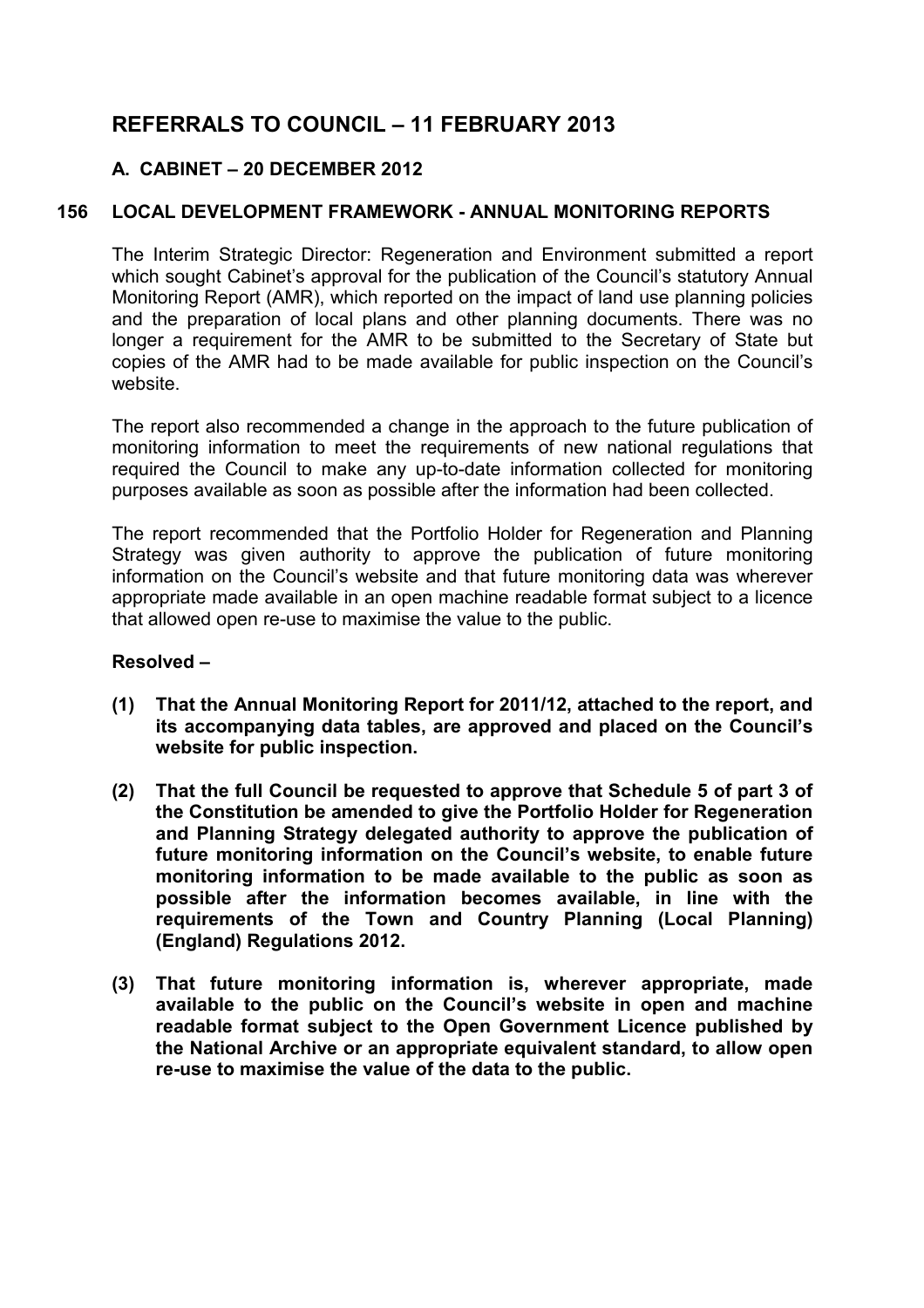# REFERRALS TO COUNCIL – 11 FEBRUARY 2013

## A. CABINET – 20 DECEMBER 2012

### 156 LOCAL DEVELOPMENT FRAMEWORK - ANNUAL MONITORING REPORTS

The Interim Strategic Director: Regeneration and Environment submitted a report which sought Cabinet's approval for the publication of the Council's statutory Annual Monitoring Report (AMR), which reported on the impact of land use planning policies and the preparation of local plans and other planning documents. There was no longer a requirement for the AMR to be submitted to the Secretary of State but copies of the AMR had to be made available for public inspection on the Council's website.

The report also recommended a change in the approach to the future publication of monitoring information to meet the requirements of new national regulations that required the Council to make any up-to-date information collected for monitoring purposes available as soon as possible after the information had been collected.

The report recommended that the Portfolio Holder for Regeneration and Planning Strategy was given authority to approve the publication of future monitoring information on the Council's website and that future monitoring data was wherever appropriate made available in an open machine readable format subject to a licence that allowed open re-use to maximise the value to the public.

**Resolved –**

**(1) That the Annual Monitoring Report for 2011/12, attached to the report, and its accompanying data tables, are approved and placed on the Council's website for public inspection.**

**(2) That the full Council be requested to approve that Schedule 5 of part 3 of the Constitution be amended to give the Portfolio Holder for Regeneration and Planning Strategy delegated authority to approve the publication of future monitoring information on the Council's website, to enable future monitoring information to be made available to the public as soon as possible after the information becomes available, in line with the requirements of the Town and Country Planning (Local Planning) (England) Regulations 2012.**

**(3) That future monitoring information is, wherever appropriate, made available to the public on the Council's website in open and machine readable format subject to the Open Government Licence published by the National Archive or an appropriate equivalent standard, to allow open re-use to maximise the value of the data to the public.**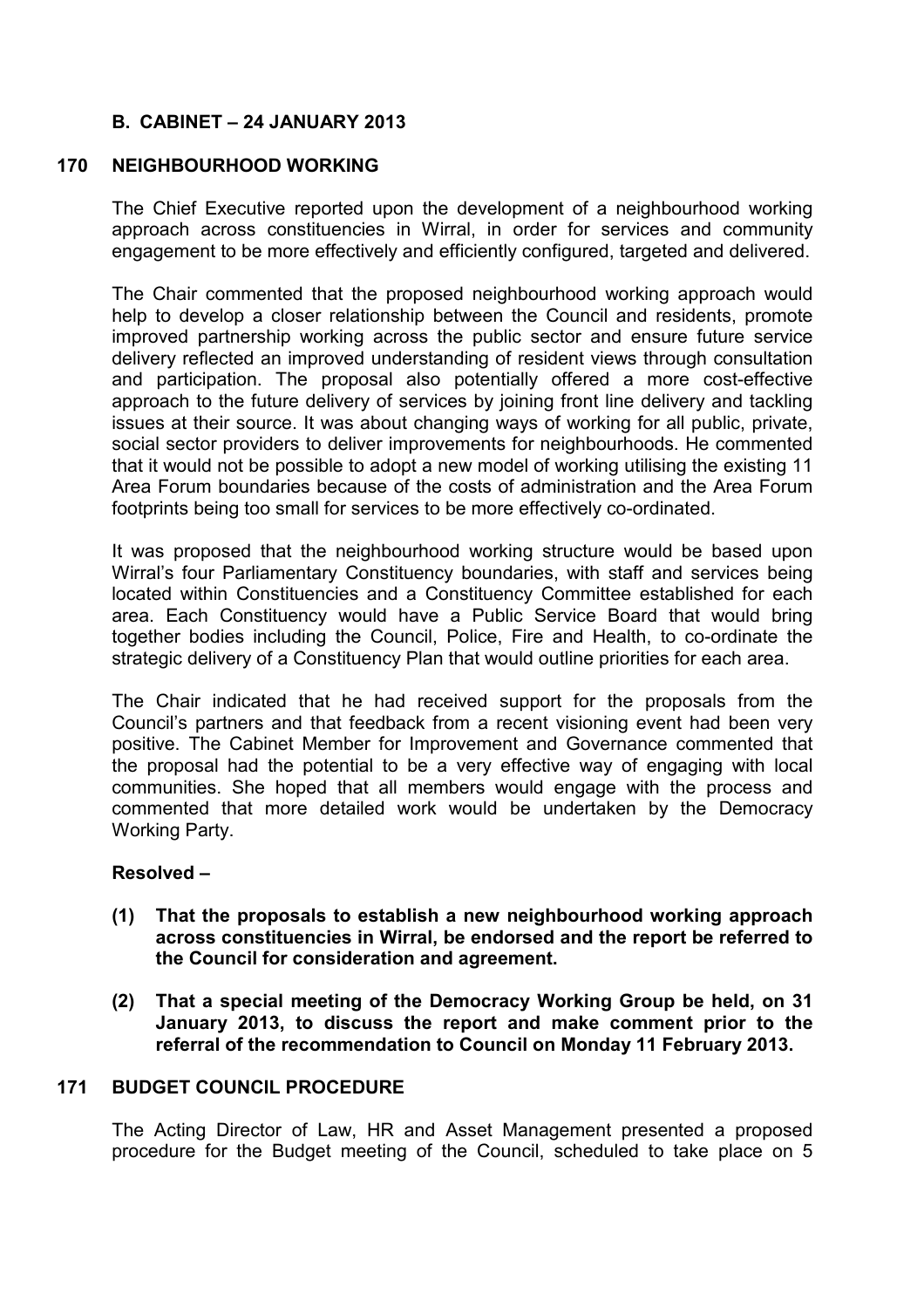## B. CABINET – 24 JANUARY 2013

### 170 NEIGHBOURHOOD WORKING

The Chief Executive reported upon the development of a neighbourhood working approach across constituencies in Wirral, in order for services and community engagement to be more effectively and efficiently configured, targeted and delivered.

The Chair commented that the proposed neighbourhood working approach would help to develop a closer relationship between the Council and residents, promote improved partnership working across the public sector and ensure future service delivery reflected an improved understanding of resident views through consultation and participation. The proposal also potentially offered a more cost-effective approach to the future delivery of services by joining front line delivery and tackling issues at their source. It was about changing ways of working for all public, private, social sector providers to deliver improvements for neighbourhoods. He commented that it would not be possible to adopt a new model of working utilising the existing 11 Area Forum boundaries because of the costs of administration and the Area Forum footprints being too small for services to be more effectively co-ordinated.

It was proposed that the neighbourhood working structure would be based upon Wirral's four Parliamentary Constituency boundaries, with staff and services being located within Constituencies and a Constituency Committee established for each area. Each Constituency would have a Public Service Board that would bring together bodies including the Council, Police, Fire and Health, to co-ordinate the strategic delivery of a Constituency Plan that would outline priorities for each area.

The Chair indicated that he had received support for the proposals from the Council's partners and that feedback from a recent visioning event had been very positive. The Cabinet Member for Improvement and Governance commented that the proposal had the potential to be a very effective way of engaging with local communities. She hoped that all members would engage with the process and commented that more detailed work would be undertaken by the Democracy Working Party.

**Resolved –**

**(1) That the proposals to establish a new neighbourhood working approach across constituencies in Wirral, be endorsed and the report be referred to the Council for consideration and agreement.**

**(2) That a special meeting of the Democracy Working Group be held, on 31 January 2013, to discuss the report and make comment prior to the referral of the recommendation to Council on Monday 11 February 2013.**

### 171 BUDGET COUNCIL PROCEDURE

The Acting Director of Law, HR and Asset Management presented a proposed procedure for the Budget meeting of the Council, scheduled to take place on 5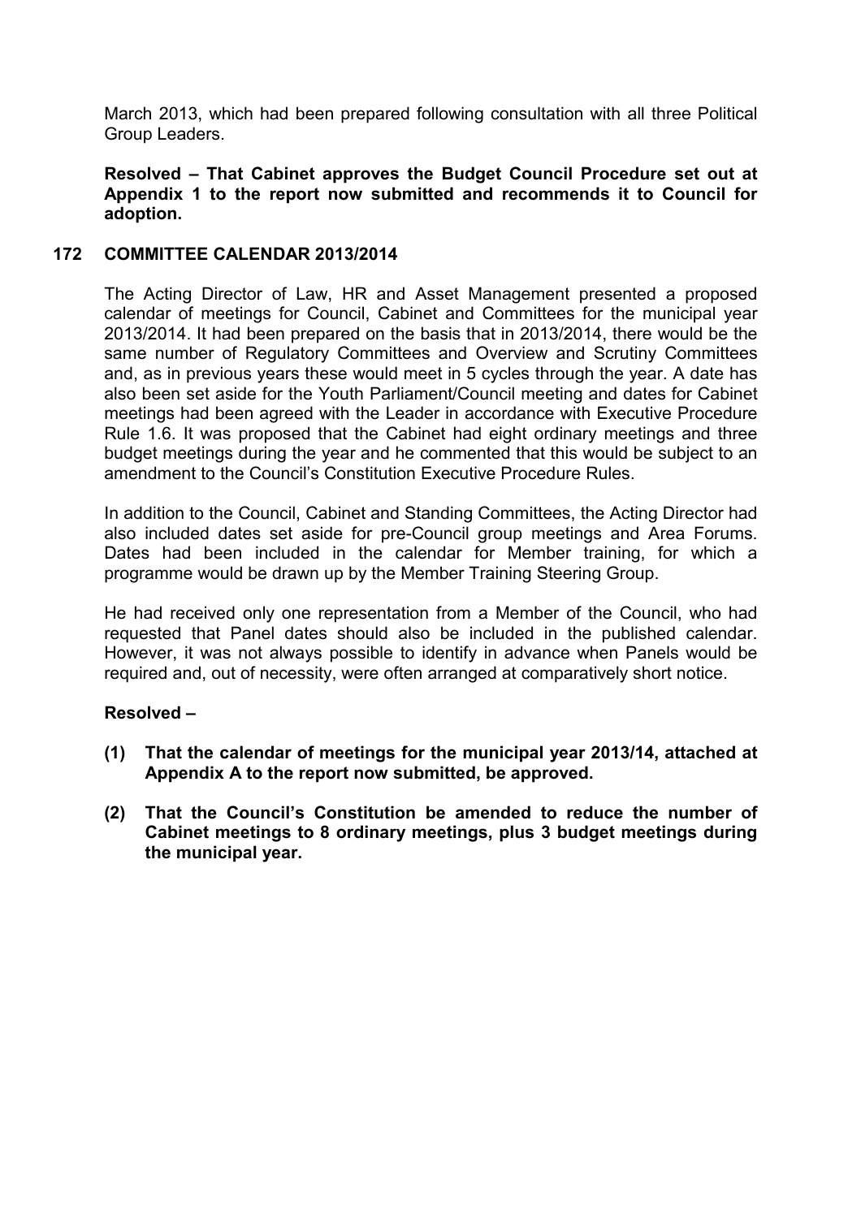March 2013, which had been prepared following consultation with all three Political Group Leaders.

**Resolved – That Cabinet approves the Budget Council Procedure set out at Appendix 1 to the report now submitted and recommends it to Council for adoption.**

## 172 COMMITTEE CALENDAR 2013/2014

The Acting Director of Law, HR and Asset Management presented a proposed calendar of meetings for Council, Cabinet and Committees for the municipal year 2013/2014. It had been prepared on the basis that in 2013/2014, there would be the same number of Regulatory Committees and Overview and Scrutiny Committees and, as in previous years these would meet in 5 cycles through the year. A date has also been set aside for the Youth Parliament/Council meeting and dates for Cabinet meetings had been agreed with the Leader in accordance with Executive Procedure Rule 1.6. It was proposed that the Cabinet had eight ordinary meetings and three budget meetings during the year and he commented that this would be subject to an amendment to the Council's Constitution Executive Procedure Rules.

In addition to the Council, Cabinet and Standing Committees, the Acting Director had also included dates set aside for pre-Council group meetings and Area Forums. Dates had been included in the calendar for Member training, for which a programme would be drawn up by the Member Training Steering Group.

He had received only one representation from a Member of the Council, who had requested that Panel dates should also be included in the published calendar. However, it was not always possible to identify in advance when Panels would be required and, out of necessity, were often arranged at comparatively short notice.

**Resolved –**

**(1) That the calendar of meetings for the municipal year 2013/14, attached at Appendix A to the report now submitted, be approved.**

**(2) That the Council's Constitution be amended to reduce the number of Cabinet meetings to 8 ordinary meetings, plus 3 budget meetings during the municipal year.**